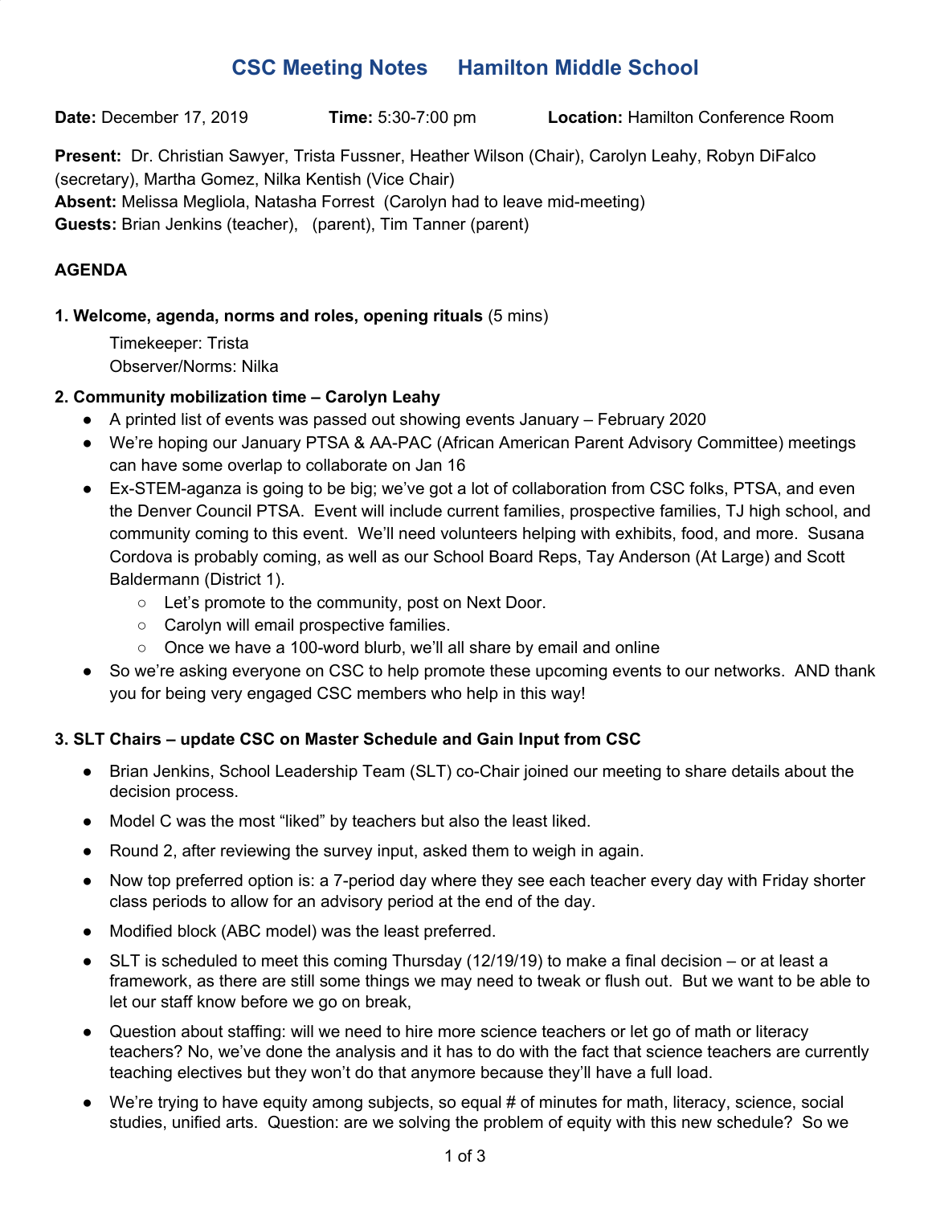# CSC Meeting Notes     Hamilton Middle School

**Date:** December 17, 2019     **Time:** 5:30-7:00 pm     **Location:** Hamilton Conference Room

**Present:** Dr. Christian Sawyer, Trista Fussner, Heather Wilson (Chair), Carolyn Leahy, Robyn DiFalco (secretary), Martha Gomez, Nilka Kentish (Vice Chair)
**Absent:** Melissa Megliola, Natasha Forrest (Carolyn had to leave mid-meeting)
**Guests:** Brian Jenkins (teacher),   (parent), Tim Tanner (parent)

**AGENDA**

**1. Welcome, agenda, norms and roles, opening rituals** (5 mins)

Timekeeper: Trista
Observer/Norms: Nilka

**2. Community mobilization time – Carolyn Leahy**

- A printed list of events was passed out showing events January – February 2020
- We're hoping our January PTSA & AA-PAC (African American Parent Advisory Committee) meetings can have some overlap to collaborate on Jan 16
- Ex-STEM-aganza is going to be big; we've got a lot of collaboration from CSC folks, PTSA, and even the Denver Council PTSA. Event will include current families, prospective families, TJ high school, and community coming to this event. We'll need volunteers helping with exhibits, food, and more. Susana Cordova is probably coming, as well as our School Board Reps, Tay Anderson (At Large) and Scott Baldermann (District 1).
  - Let's promote to the community, post on Next Door.
  - Carolyn will email prospective families.
  - Once we have a 100-word blurb, we'll all share by email and online
- So we're asking everyone on CSC to help promote these upcoming events to our networks. AND thank you for being very engaged CSC members who help in this way!

**3. SLT Chairs – update CSC on Master Schedule and Gain Input from CSC**

- Brian Jenkins, School Leadership Team (SLT) co-Chair joined our meeting to share details about the decision process.
- Model C was the most "liked" by teachers but also the least liked.
- Round 2, after reviewing the survey input, asked them to weigh in again.
- Now top preferred option is: a 7-period day where they see each teacher every day with Friday shorter class periods to allow for an advisory period at the end of the day.
- Modified block (ABC model) was the least preferred.
- SLT is scheduled to meet this coming Thursday (12/19/19) to make a final decision – or at least a framework, as there are still some things we may need to tweak or flush out. But we want to be able to let our staff know before we go on break,
- Question about staffing: will we need to hire more science teachers or let go of math or literacy teachers? No, we've done the analysis and it has to do with the fact that science teachers are currently teaching electives but they won't do that anymore because they'll have a full load.
- We're trying to have equity among subjects, so equal # of minutes for math, literacy, science, social studies, unified arts. Question: are we solving the problem of equity with this new schedule? So we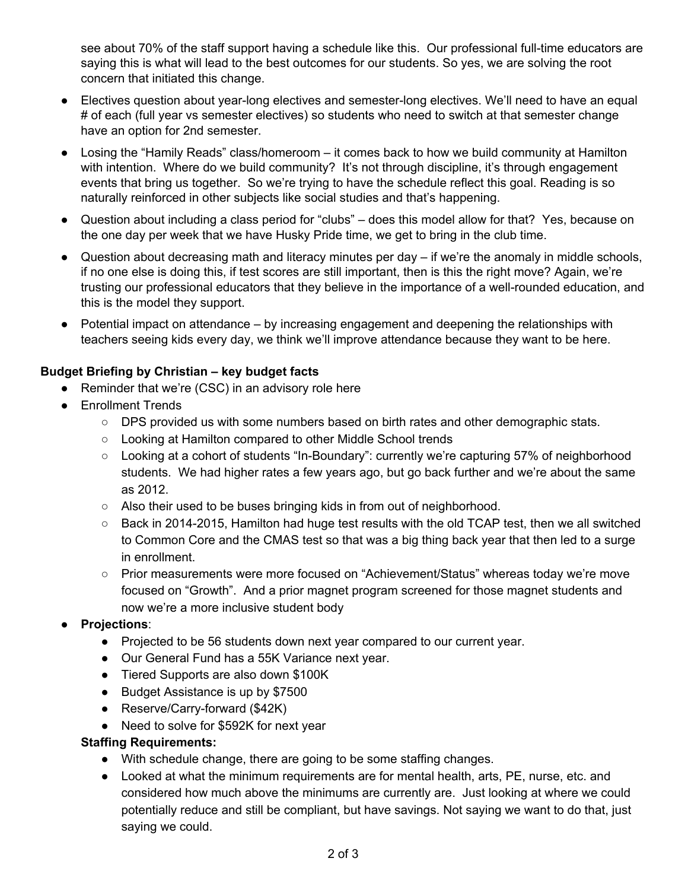see about 70% of the staff support having a schedule like this. Our professional full-time educators are saying this is what will lead to the best outcomes for our students. So yes, we are solving the root concern that initiated this change.

- Electives question about year-long electives and semester-long electives. We'll need to have an equal # of each (full year vs semester electives) so students who need to switch at that semester change have an option for 2nd semester.
- Losing the "Hamily Reads" class/homeroom – it comes back to how we build community at Hamilton with intention. Where do we build community? It's not through discipline, it's through engagement events that bring us together. So we're trying to have the schedule reflect this goal. Reading is so naturally reinforced in other subjects like social studies and that's happening.
- Question about including a class period for "clubs" – does this model allow for that? Yes, because on the one day per week that we have Husky Pride time, we get to bring in the club time.
- Question about decreasing math and literacy minutes per day – if we're the anomaly in middle schools, if no one else is doing this, if test scores are still important, then is this the right move? Again, we're trusting our professional educators that they believe in the importance of a well-rounded education, and this is the model they support.
- Potential impact on attendance – by increasing engagement and deepening the relationships with teachers seeing kids every day, we think we'll improve attendance because they want to be here.

**Budget Briefing by Christian – key budget facts**

- Reminder that we're (CSC) in an advisory role here
- Enrollment Trends
  - DPS provided us with some numbers based on birth rates and other demographic stats.
  - Looking at Hamilton compared to other Middle School trends
  - Looking at a cohort of students "In-Boundary": currently we're capturing 57% of neighborhood students. We had higher rates a few years ago, but go back further and we're about the same as 2012.
  - Also their used to be buses bringing kids in from out of neighborhood.
  - Back in 2014-2015, Hamilton had huge test results with the old TCAP test, then we all switched to Common Core and the CMAS test so that was a big thing back year that then led to a surge in enrollment.
  - Prior measurements were more focused on "Achievement/Status" whereas today we're move focused on "Growth". And a prior magnet program screened for those magnet students and now we're a more inclusive student body
- **Projections**:
  - Projected to be 56 students down next year compared to our current year.
  - Our General Fund has a 55K Variance next year.
  - Tiered Supports are also down $100K
  - Budget Assistance is up by $7500
  - Reserve/Carry-forward ($42K)
  - Need to solve for $592K for next year

  **Staffing Requirements:**
  - With schedule change, there are going to be some staffing changes.
  - Looked at what the minimum requirements are for mental health, arts, PE, nurse, etc. and considered how much above the minimums are currently are. Just looking at where we could potentially reduce and still be compliant, but have savings. Not saying we want to do that, just saying we could.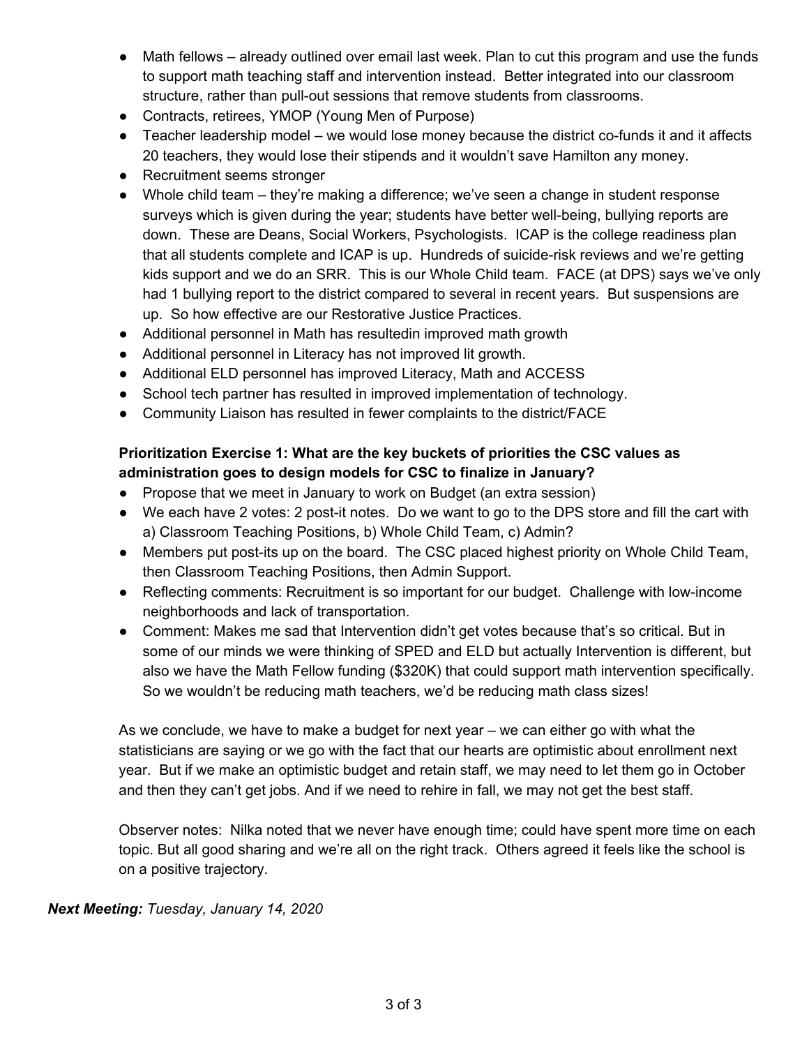- Math fellows – already outlined over email last week. Plan to cut this program and use the funds to support math teaching staff and intervention instead. Better integrated into our classroom structure, rather than pull-out sessions that remove students from classrooms.
- Contracts, retirees, YMOP (Young Men of Purpose)
- Teacher leadership model – we would lose money because the district co-funds it and it affects 20 teachers, they would lose their stipends and it wouldn't save Hamilton any money.
- Recruitment seems stronger
- Whole child team – they're making a difference; we've seen a change in student response surveys which is given during the year; students have better well-being, bullying reports are down. These are Deans, Social Workers, Psychologists. ICAP is the college readiness plan that all students complete and ICAP is up. Hundreds of suicide-risk reviews and we're getting kids support and we do an SRR. This is our Whole Child team. FACE (at DPS) says we've only had 1 bullying report to the district compared to several in recent years. But suspensions are up. So how effective are our Restorative Justice Practices.
- Additional personnel in Math has resultedin improved math growth
- Additional personnel in Literacy has not improved lit growth.
- Additional ELD personnel has improved Literacy, Math and ACCESS
- School tech partner has resulted in improved implementation of technology.
- Community Liaison has resulted in fewer complaints to the district/FACE

**Prioritization Exercise 1: What are the key buckets of priorities the CSC values as administration goes to design models for CSC to finalize in January?**

- Propose that we meet in January to work on Budget (an extra session)
- We each have 2 votes: 2 post-it notes. Do we want to go to the DPS store and fill the cart with a) Classroom Teaching Positions, b) Whole Child Team, c) Admin?
- Members put post-its up on the board. The CSC placed highest priority on Whole Child Team, then Classroom Teaching Positions, then Admin Support.
- Reflecting comments: Recruitment is so important for our budget. Challenge with low-income neighborhoods and lack of transportation.
- Comment: Makes me sad that Intervention didn't get votes because that's so critical. But in some of our minds we were thinking of SPED and ELD but actually Intervention is different, but also we have the Math Fellow funding ($320K) that could support math intervention specifically. So we wouldn't be reducing math teachers, we'd be reducing math class sizes!

As we conclude, we have to make a budget for next year – we can either go with what the statisticians are saying or we go with the fact that our hearts are optimistic about enrollment next year. But if we make an optimistic budget and retain staff, we may need to let them go in October and then they can't get jobs. And if we need to rehire in fall, we may not get the best staff.

Observer notes: Nilka noted that we never have enough time; could have spent more time on each topic. But all good sharing and we're all on the right track. Others agreed it feels like the school is on a positive trajectory.

***Next Meeting:*** *Tuesday, January 14, 2020*